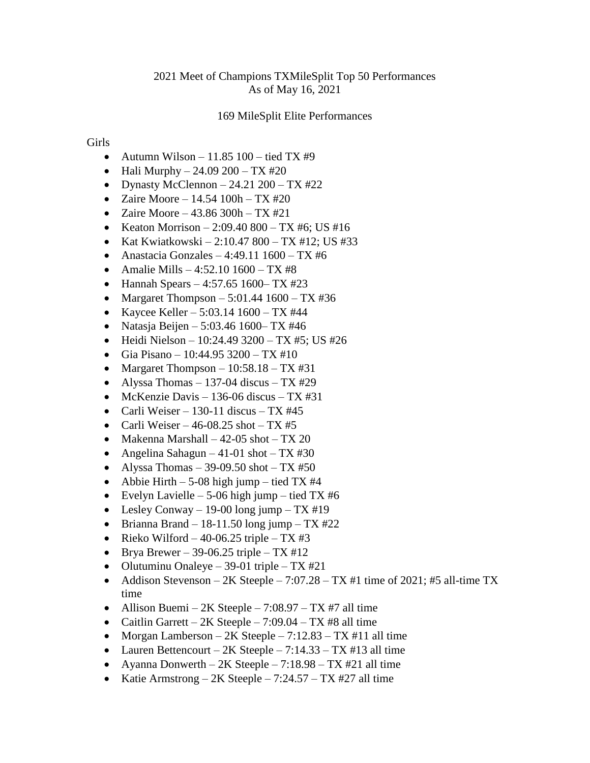2021 Meet of Champions TXMileSplit Top 50 Performances
As of May 16, 2021

169 MileSplit Elite Performances

Girls

- Autumn Wilson – 11.85 100 – tied TX #9
- Hali Murphy – 24.09 200 – TX #20
- Dynasty McClennon – 24.21 200 – TX #22
- Zaire Moore – 14.54 100h – TX #20
- Zaire Moore – 43.86 300h – TX #21
- Keaton Morrison – 2:09.40 800 – TX #6; US #16
- Kat Kwiatkowski – 2:10.47 800 – TX #12; US #33
- Anastacia Gonzales – 4:49.11 1600 – TX #6
- Amalie Mills – 4:52.10 1600 – TX #8
- Hannah Spears – 4:57.65 1600– TX #23
- Margaret Thompson – 5:01.44 1600 – TX #36
- Kaycee Keller – 5:03.14 1600 – TX #44
- Natasja Beijen – 5:03.46 1600– TX #46
- Heidi Nielson – 10:24.49 3200 – TX #5; US #26
- Gia Pisano – 10:44.95 3200 – TX #10
- Margaret Thompson – 10:58.18 – TX #31
- Alyssa Thomas – 137-04 discus – TX #29
- McKenzie Davis – 136-06 discus – TX #31
- Carli Weiser – 130-11 discus – TX #45
- Carli Weiser – 46-08.25 shot – TX #5
- Makenna Marshall – 42-05 shot – TX 20
- Angelina Sahagun – 41-01 shot – TX #30
- Alyssa Thomas – 39-09.50 shot – TX #50
- Abbie Hirth – 5-08 high jump – tied TX #4
- Evelyn Lavielle – 5-06 high jump – tied TX #6
- Lesley Conway – 19-00 long jump – TX #19
- Brianna Brand – 18-11.50 long jump – TX #22
- Rieko Wilford – 40-06.25 triple – TX #3
- Brya Brewer – 39-06.25 triple – TX #12
- Olutuminu Onaleye – 39-01 triple – TX #21
- Addison Stevenson – 2K Steeple – 7:07.28 – TX #1 time of 2021; #5 all-time TX time
- Allison Buemi – 2K Steeple – 7:08.97 – TX #7 all time
- Caitlin Garrett – 2K Steeple – 7:09.04 – TX #8 all time
- Morgan Lamberson – 2K Steeple – 7:12.83 – TX #11 all time
- Lauren Bettencourt – 2K Steeple – 7:14.33 – TX #13 all time
- Ayanna Donwerth – 2K Steeple – 7:18.98 – TX #21 all time
- Katie Armstrong – 2K Steeple – 7:24.57 – TX #27 all time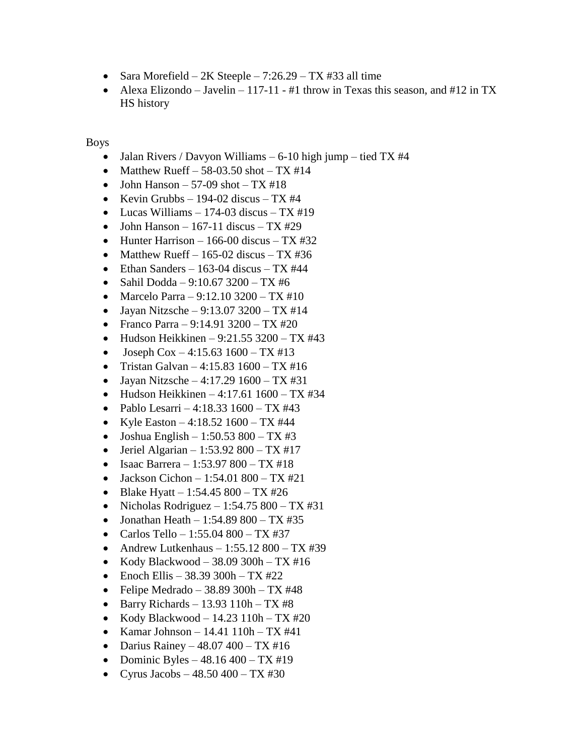- Sara Morefield – 2K Steeple – 7:26.29 – TX #33 all time
- Alexa Elizondo – Javelin – 117-11 - #1 throw in Texas this season, and #12 in TX HS history

Boys

- Jalan Rivers / Davyon Williams – 6-10 high jump – tied TX #4
- Matthew Rueff – 58-03.50 shot – TX #14
- John Hanson – 57-09 shot – TX #18
- Kevin Grubbs – 194-02 discus – TX #4
- Lucas Williams – 174-03 discus – TX #19
- John Hanson – 167-11 discus – TX #29
- Hunter Harrison – 166-00 discus – TX #32
- Matthew Rueff – 165-02 discus – TX #36
- Ethan Sanders – 163-04 discus – TX #44
- Sahil Dodda – 9:10.67 3200 – TX #6
- Marcelo Parra – 9:12.10 3200 – TX #10
- Jayan Nitzsche – 9:13.07 3200 – TX #14
- Franco Parra – 9:14.91 3200 – TX #20
- Hudson Heikkinen – 9:21.55 3200 – TX #43
- Joseph Cox – 4:15.63 1600 – TX #13
- Tristan Galvan – 4:15.83 1600 – TX #16
- Jayan Nitzsche – 4:17.29 1600 – TX #31
- Hudson Heikkinen – 4:17.61 1600 – TX #34
- Pablo Lesarri – 4:18.33 1600 – TX #43
- Kyle Easton – 4:18.52 1600 – TX #44
- Joshua English – 1:50.53 800 – TX #3
- Jeriel Algarian – 1:53.92 800 – TX #17
- Isaac Barrera – 1:53.97 800 – TX #18
- Jackson Cichon – 1:54.01 800 – TX #21
- Blake Hyatt – 1:54.45 800 – TX #26
- Nicholas Rodriguez – 1:54.75 800 – TX #31
- Jonathan Heath – 1:54.89 800 – TX #35
- Carlos Tello – 1:55.04 800 – TX #37
- Andrew Lutkenhaus – 1:55.12 800 – TX #39
- Kody Blackwood – 38.09 300h – TX #16
- Enoch Ellis – 38.39 300h – TX #22
- Felipe Medrado – 38.89 300h – TX #48
- Barry Richards – 13.93 110h – TX #8
- Kody Blackwood – 14.23 110h – TX #20
- Kamar Johnson – 14.41 110h – TX #41
- Darius Rainey – 48.07 400 – TX #16
- Dominic Byles – 48.16 400 – TX #19
- Cyrus Jacobs – 48.50 400 – TX #30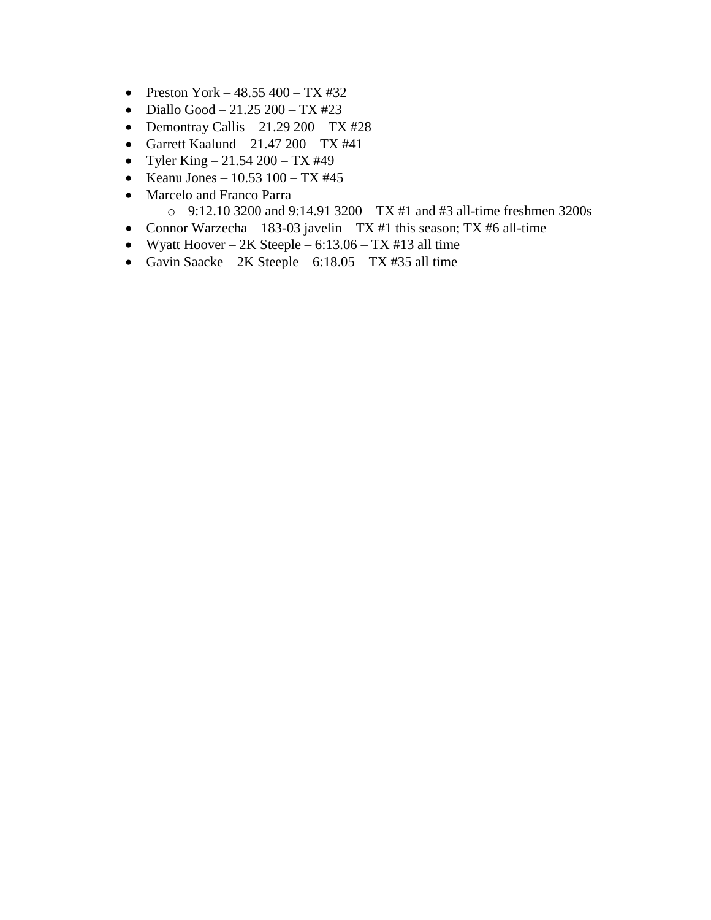- Preston York – 48.55 400 – TX #32
- Diallo Good – 21.25 200 – TX #23
- Demontray Callis – 21.29 200 – TX #28
- Garrett Kaalund – 21.47 200 – TX #41
- Tyler King – 21.54 200 – TX #49
- Keanu Jones – 10.53 100 – TX #45
- Marcelo and Franco Parra
    - 9:12.10 3200 and 9:14.91 3200 – TX #1 and #3 all-time freshmen 3200s
- Connor Warzecha – 183-03 javelin – TX #1 this season; TX #6 all-time
- Wyatt Hoover – 2K Steeple – 6:13.06 – TX #13 all time
- Gavin Saacke – 2K Steeple – 6:18.05 – TX #35 all time